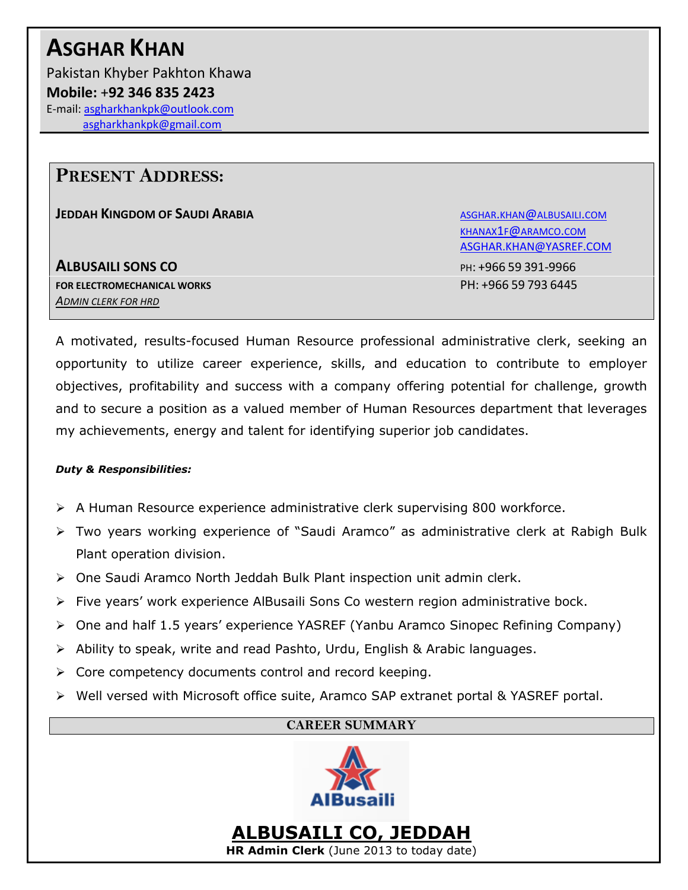# Asghar Khan

Pakistan Khyber Pakhton Khawa

**Mobile: +92 346 835 2423**

E-mail: asgharkhankpk@outlook.com
asgharkhankpk@gmail.com

## Present Address:

**JEDDAH KINGDOM OF SAUDI ARABIA**

ASGHAR.KHAN@ALBUSAILI.COM
KHANAX1F@ARAMCO.COM
ASGHAR.KHAN@YASREF.COM

**ALBUSAILI SONS CO** PH: +966 59 391-9966

**FOR ELECTROMECHANICAL WORKS** PH: +966 59 793 6445

*ADMIN CLERK FOR HRD*

A motivated, results-focused Human Resource professional administrative clerk, seeking an opportunity to utilize career experience, skills, and education to contribute to employer objectives, profitability and success with a company offering potential for challenge, growth and to secure a position as a valued member of Human Resources department that leverages my achievements, energy and talent for identifying superior job candidates.

***Duty & Responsibilities:***

- A Human Resource experience administrative clerk supervising 800 workforce.
- Two years working experience of "Saudi Aramco" as administrative clerk at Rabigh Bulk Plant operation division.
- One Saudi Aramco North Jeddah Bulk Plant inspection unit admin clerk.
- Five years' work experience AlBusaili Sons Co western region administrative bock.
- One and half 1.5 years' experience YASREF (Yanbu Aramco Sinopec Refining Company)
- Ability to speak, write and read Pashto, Urdu, English & Arabic languages.
- Core competency documents control and record keeping.
- Well versed with Microsoft office suite, Aramco SAP extranet portal & YASREF portal.

## CAREER SUMMARY

AlBusaili

## ALBUSAILI CO, JEDDAH

**HR Admin Clerk** (June 2013 to today date)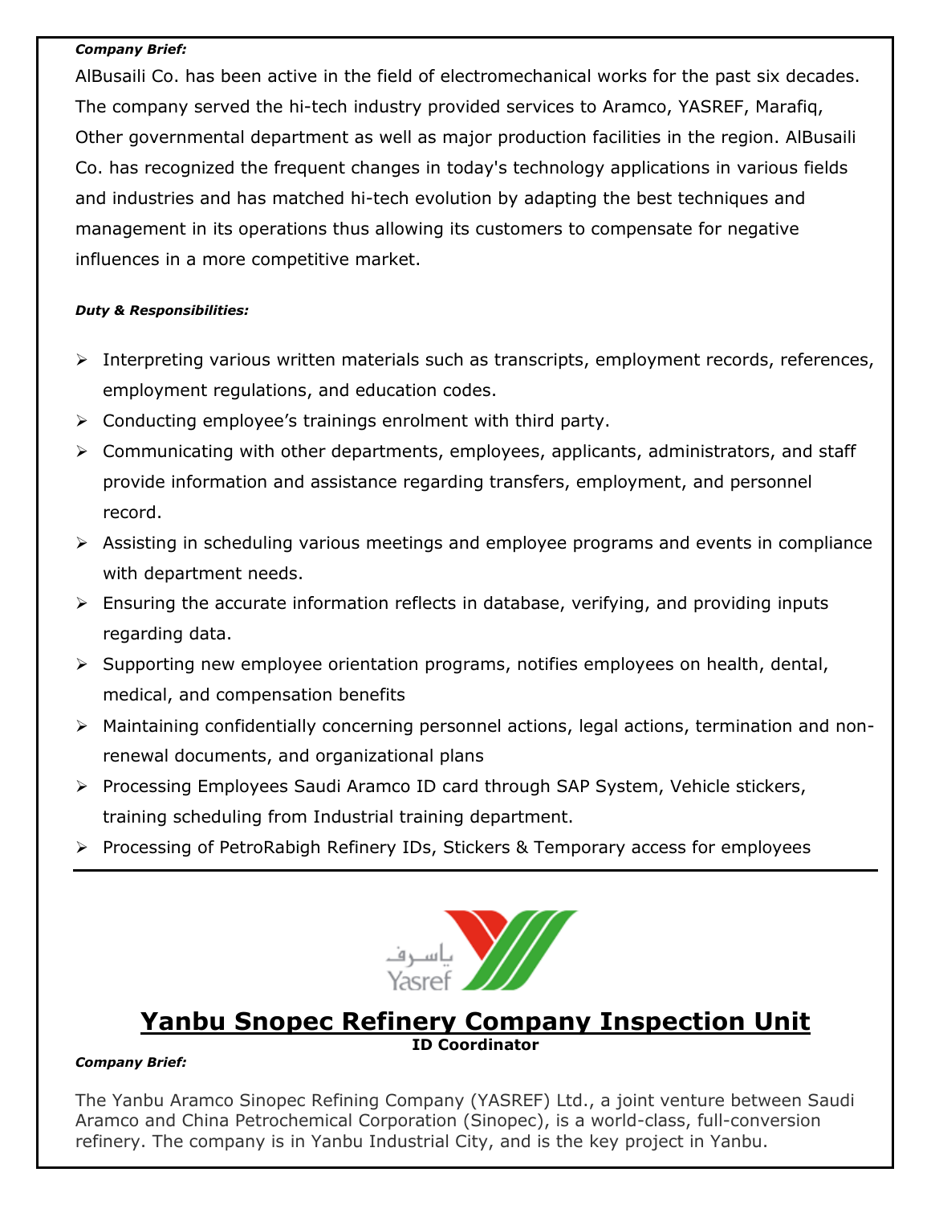***Company Brief:***

AlBusaili Co. has been active in the field of electromechanical works for the past six decades. The company served the hi-tech industry provided services to Aramco, YASREF, Marafiq, Other governmental department as well as major production facilities in the region. AlBusaili Co. has recognized the frequent changes in today's technology applications in various fields and industries and has matched hi-tech evolution by adapting the best techniques and management in its operations thus allowing its customers to compensate for negative influences in a more competitive market.

***Duty & Responsibilities:***

- Interpreting various written materials such as transcripts, employment records, references, employment regulations, and education codes.
- Conducting employee's trainings enrolment with third party.
- Communicating with other departments, employees, applicants, administrators, and staff provide information and assistance regarding transfers, employment, and personnel record.
- Assisting in scheduling various meetings and employee programs and events in compliance with department needs.
- Ensuring the accurate information reflects in database, verifying, and providing inputs regarding data.
- Supporting new employee orientation programs, notifies employees on health, dental, medical, and compensation benefits
- Maintaining confidentially concerning personnel actions, legal actions, termination and non-renewal documents, and organizational plans
- Processing Employees Saudi Aramco ID card through SAP System, Vehicle stickers, training scheduling from Industrial training department.
- Processing of PetroRabigh Refinery IDs, Stickers & Temporary access for employees

---

ياسرف
Yasref

## Yanbu Snopec Refinery Company Inspection Unit

**ID Coordinator**

***Company Brief:***

The Yanbu Aramco Sinopec Refining Company (YASREF) Ltd., a joint venture between Saudi Aramco and China Petrochemical Corporation (Sinopec), is a world-class, full-conversion refinery. The company is in Yanbu Industrial City, and is the key project in Yanbu.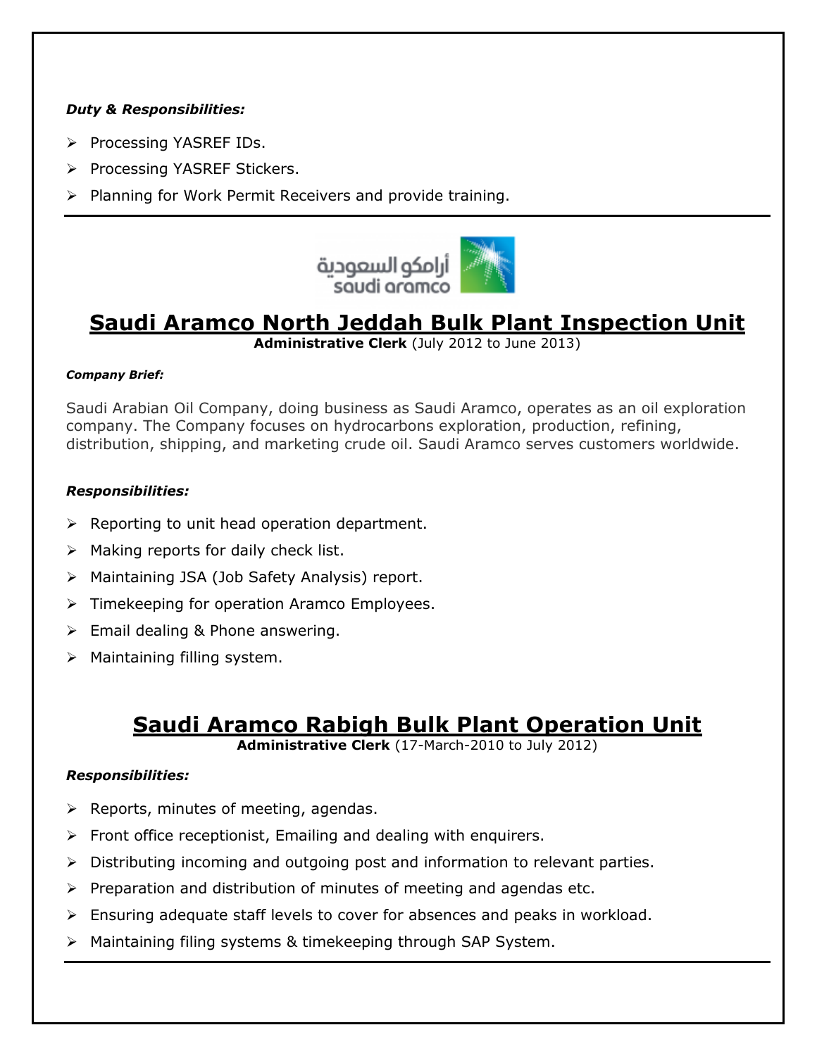***Duty & Responsibilities:***

- Processing YASREF IDs.
- Processing YASREF Stickers.
- Planning for Work Permit Receivers and provide training.

---

أرامكو السعودية
saudi aramco

## Saudi Aramco North Jeddah Bulk Plant Inspection Unit

**Administrative Clerk** (July 2012 to June 2013)

***Company Brief:***

Saudi Arabian Oil Company, doing business as Saudi Aramco, operates as an oil exploration company. The Company focuses on hydrocarbons exploration, production, refining, distribution, shipping, and marketing crude oil. Saudi Aramco serves customers worldwide.

***Responsibilities:***

- Reporting to unit head operation department.
- Making reports for daily check list.
- Maintaining JSA (Job Safety Analysis) report.
- Timekeeping for operation Aramco Employees.
- Email dealing & Phone answering.
- Maintaining filling system.

## Saudi Aramco Rabigh Bulk Plant Operation Unit

**Administrative Clerk** (17-March-2010 to July 2012)

***Responsibilities:***

- Reports, minutes of meeting, agendas.
- Front office receptionist, Emailing and dealing with enquirers.
- Distributing incoming and outgoing post and information to relevant parties.
- Preparation and distribution of minutes of meeting and agendas etc.
- Ensuring adequate staff levels to cover for absences and peaks in workload.
- Maintaining filing systems & timekeeping through SAP System.

---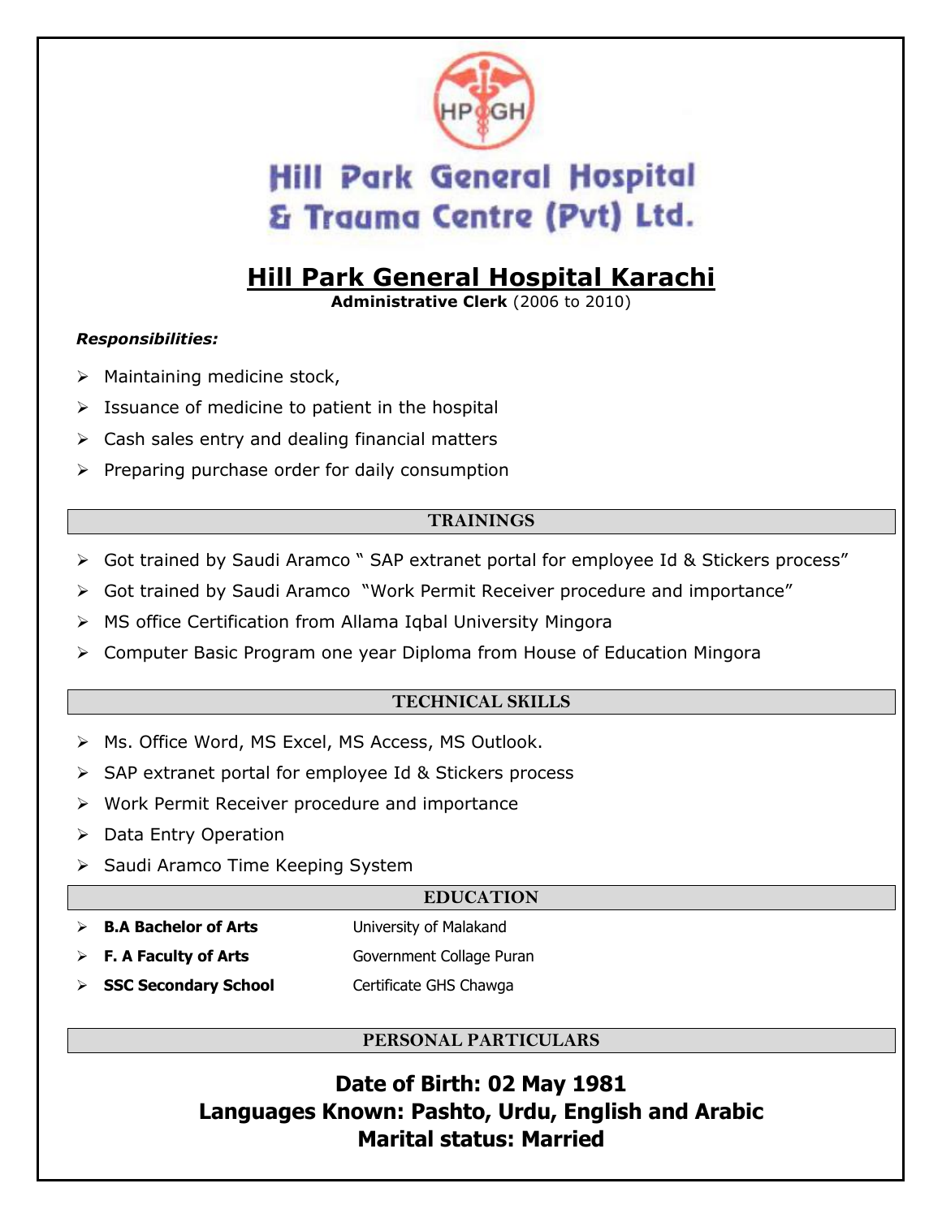**Hill Park General Hospital**
**& Trauma Centre (Pvt) Ltd.**

## Hill Park General Hospital Karachi

**Administrative Clerk** (2006 to 2010)

***Responsibilities:***

- Maintaining medicine stock,
- Issuance of medicine to patient in the hospital
- Cash sales entry and dealing financial matters
- Preparing purchase order for daily consumption

### TRAININGS

- Got trained by Saudi Aramco " SAP extranet portal for employee Id & Stickers process"
- Got trained by Saudi Aramco "Work Permit Receiver procedure and importance"
- MS office Certification from Allama Iqbal University Mingora
- Computer Basic Program one year Diploma from House of Education Mingora

### TECHNICAL SKILLS

- Ms. Office Word, MS Excel, MS Access, MS Outlook.
- SAP extranet portal for employee Id & Stickers process
- Work Permit Receiver procedure and importance
- Data Entry Operation
- Saudi Aramco Time Keeping System

### EDUCATION

- **B.A Bachelor of Arts** — University of Malakand
- **F. A Faculty of Arts** — Government Collage Puran
- **SSC Secondary School** — Certificate GHS Chawga

### PERSONAL PARTICULARS

**Date of Birth: 02 May 1981**
**Languages Known: Pashto, Urdu, English and Arabic**
**Marital status: Married**